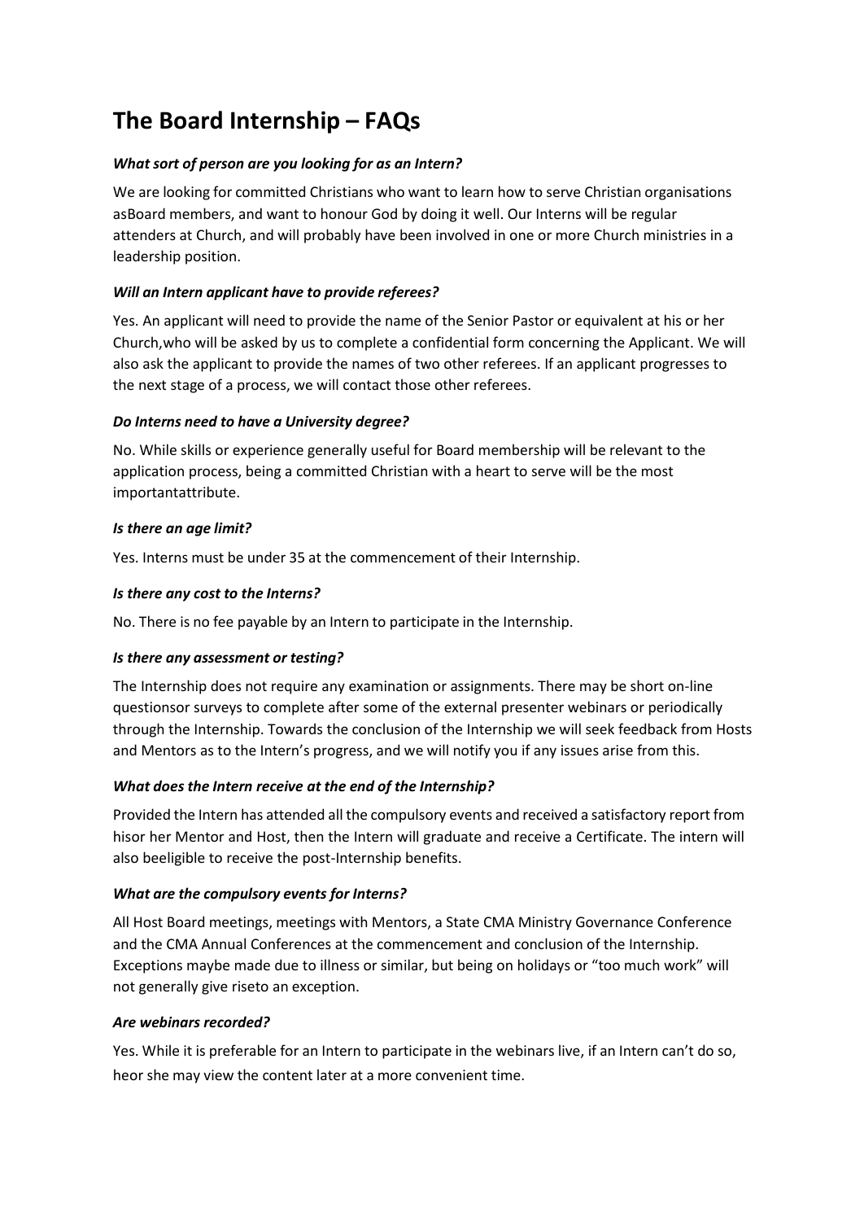# The Board Internship – FAQs

***What sort of person are you looking for as an Intern?***

We are looking for committed Christians who want to learn how to serve Christian organisations asBoard members, and want to honour God by doing it well. Our Interns will be regular attenders at Church, and will probably have been involved in one or more Church ministries in a leadership position.

***Will an Intern applicant have to provide referees?***

Yes. An applicant will need to provide the name of the Senior Pastor or equivalent at his or her Church,who will be asked by us to complete a confidential form concerning the Applicant. We will also ask the applicant to provide the names of two other referees. If an applicant progresses to the next stage of a process, we will contact those other referees.

***Do Interns need to have a University degree?***

No. While skills or experience generally useful for Board membership will be relevant to the application process, being a committed Christian with a heart to serve will be the most importantattribute.

***Is there an age limit?***

Yes. Interns must be under 35 at the commencement of their Internship.

***Is there any cost to the Interns?***

No. There is no fee payable by an Intern to participate in the Internship.

***Is there any assessment or testing?***

The Internship does not require any examination or assignments. There may be short on-line questionsor surveys to complete after some of the external presenter webinars or periodically through the Internship. Towards the conclusion of the Internship we will seek feedback from Hosts and Mentors as to the Intern's progress, and we will notify you if any issues arise from this.

***What does the Intern receive at the end of the Internship?***

Provided the Intern has attended all the compulsory events and received a satisfactory report from hisor her Mentor and Host, then the Intern will graduate and receive a Certificate. The intern will also beeligible to receive the post-Internship benefits.

***What are the compulsory events for Interns?***

All Host Board meetings, meetings with Mentors, a State CMA Ministry Governance Conference and the CMA Annual Conferences at the commencement and conclusion of the Internship. Exceptions maybe made due to illness or similar, but being on holidays or "too much work" will not generally give riseto an exception.

***Are webinars recorded?***

Yes. While it is preferable for an Intern to participate in the webinars live, if an Intern can't do so, heor she may view the content later at a more convenient time.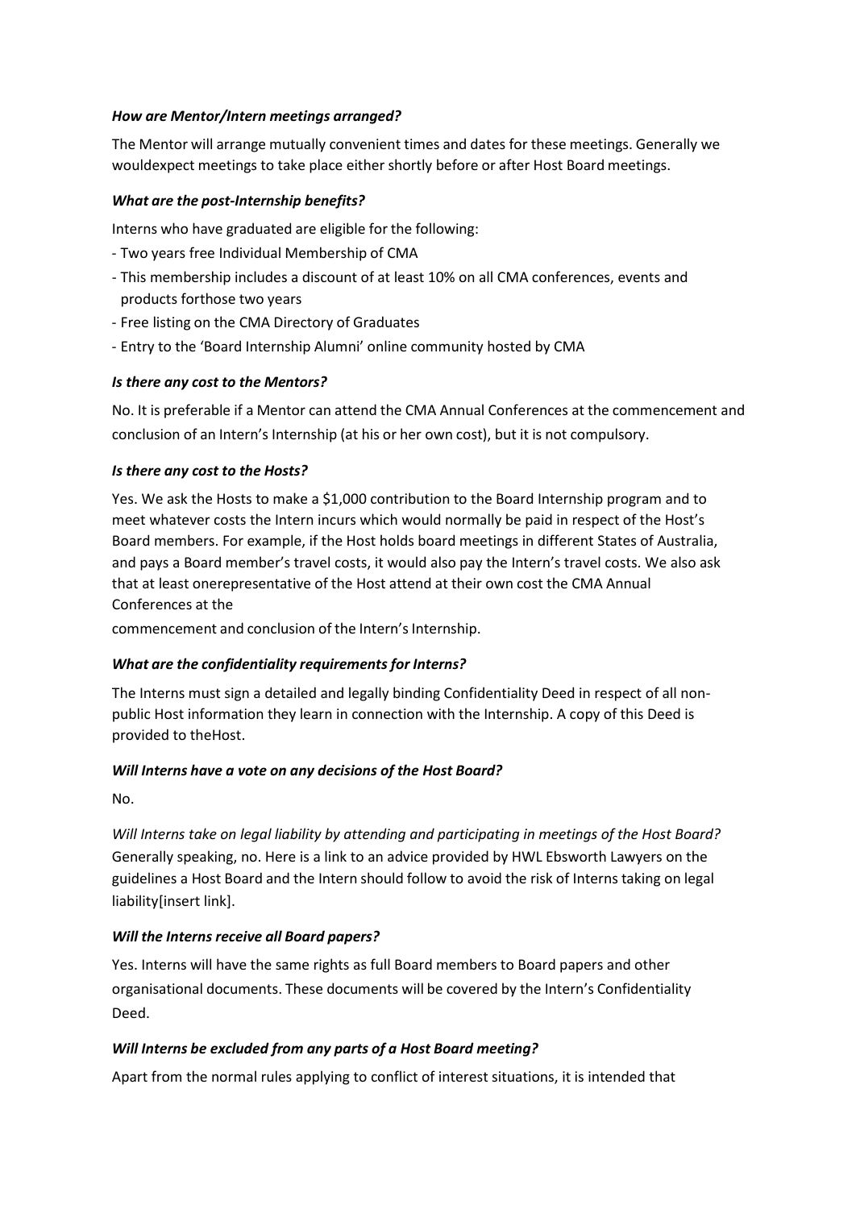### *How are Mentor/Intern meetings arranged?*

The Mentor will arrange mutually convenient times and dates for these meetings. Generally we wouldexpect meetings to take place either shortly before or after Host Board meetings.

### *What are the post-Internship benefits?*

Interns who have graduated are eligible for the following:

- Two years free Individual Membership of CMA
- This membership includes a discount of at least 10% on all CMA conferences, events and products forthose two years
- Free listing on the CMA Directory of Graduates
- Entry to the 'Board Internship Alumni' online community hosted by CMA

### *Is there any cost to the Mentors?*

No. It is preferable if a Mentor can attend the CMA Annual Conferences at the commencement and conclusion of an Intern's Internship (at his or her own cost), but it is not compulsory.

### *Is there any cost to the Hosts?*

Yes. We ask the Hosts to make a $1,000 contribution to the Board Internship program and to meet whatever costs the Intern incurs which would normally be paid in respect of the Host's Board members. For example, if the Host holds board meetings in different States of Australia, and pays a Board member's travel costs, it would also pay the Intern's travel costs. We also ask that at least onerepresentative of the Host attend at their own cost the CMA Annual Conferences at the commencement and conclusion of the Intern's Internship.

### *What are the confidentiality requirements for Interns?*

The Interns must sign a detailed and legally binding Confidentiality Deed in respect of all non-public Host information they learn in connection with the Internship. A copy of this Deed is provided to theHost.

### *Will Interns have a vote on any decisions of the Host Board?*

No.

*Will Interns take on legal liability by attending and participating in meetings of the Host Board?*
Generally speaking, no. Here is a link to an advice provided by HWL Ebsworth Lawyers on the guidelines a Host Board and the Intern should follow to avoid the risk of Interns taking on legal liability[insert link].

### *Will the Interns receive all Board papers?*

Yes. Interns will have the same rights as full Board members to Board papers and other organisational documents. These documents will be covered by the Intern's Confidentiality Deed.

### *Will Interns be excluded from any parts of a Host Board meeting?*

Apart from the normal rules applying to conflict of interest situations, it is intended that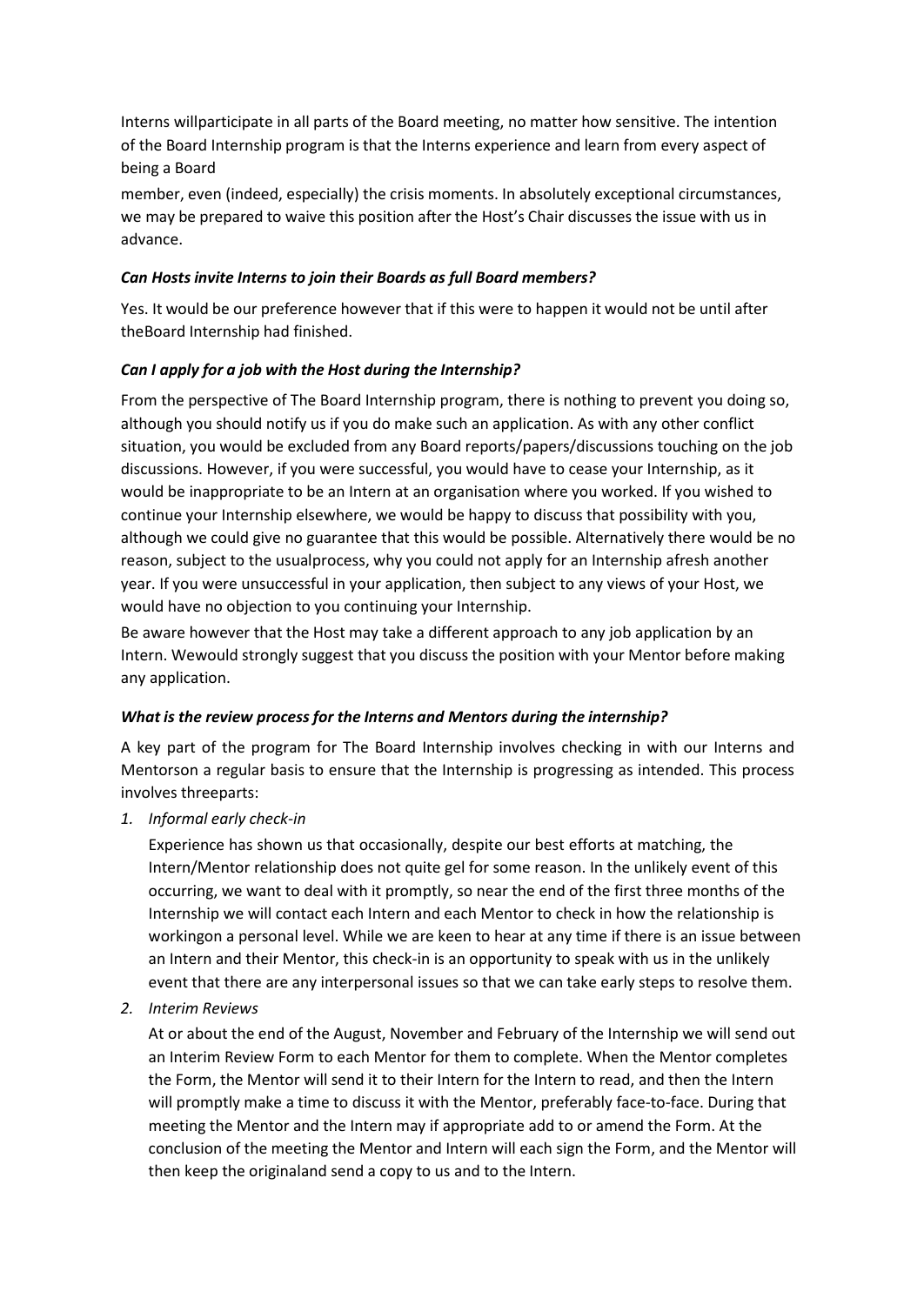Interns willparticipate in all parts of the Board meeting, no matter how sensitive. The intention of the Board Internship program is that the Interns experience and learn from every aspect of being a Board

member, even (indeed, especially) the crisis moments. In absolutely exceptional circumstances, we may be prepared to waive this position after the Host's Chair discusses the issue with us in advance.

***Can Hosts invite Interns to join their Boards as full Board members?***

Yes. It would be our preference however that if this were to happen it would not be until after theBoard Internship had finished.

***Can I apply for a job with the Host during the Internship?***

From the perspective of The Board Internship program, there is nothing to prevent you doing so, although you should notify us if you do make such an application. As with any other conflict situation, you would be excluded from any Board reports/papers/discussions touching on the job discussions. However, if you were successful, you would have to cease your Internship, as it would be inappropriate to be an Intern at an organisation where you worked. If you wished to continue your Internship elsewhere, we would be happy to discuss that possibility with you, although we could give no guarantee that this would be possible. Alternatively there would be no reason, subject to the usualprocess, why you could not apply for an Internship afresh another year. If you were unsuccessful in your application, then subject to any views of your Host, we would have no objection to you continuing your Internship.

Be aware however that the Host may take a different approach to any job application by an Intern. Wewould strongly suggest that you discuss the position with your Mentor before making any application.

***What is the review process for the Interns and Mentors during the internship?***

A key part of the program for The Board Internship involves checking in with our Interns and Mentorson a regular basis to ensure that the Internship is progressing as intended. This process involves threeparts:

1. *Informal early check-in*

   Experience has shown us that occasionally, despite our best efforts at matching, the Intern/Mentor relationship does not quite gel for some reason. In the unlikely event of this occurring, we want to deal with it promptly, so near the end of the first three months of the Internship we will contact each Intern and each Mentor to check in how the relationship is workingon a personal level. While we are keen to hear at any time if there is an issue between an Intern and their Mentor, this check-in is an opportunity to speak with us in the unlikely event that there are any interpersonal issues so that we can take early steps to resolve them.

2. *Interim Reviews*

   At or about the end of the August, November and February of the Internship we will send out an Interim Review Form to each Mentor for them to complete. When the Mentor completes the Form, the Mentor will send it to their Intern for the Intern to read, and then the Intern will promptly make a time to discuss it with the Mentor, preferably face-to-face. During that meeting the Mentor and the Intern may if appropriate add to or amend the Form. At the conclusion of the meeting the Mentor and Intern will each sign the Form, and the Mentor will then keep the originaland send a copy to us and to the Intern.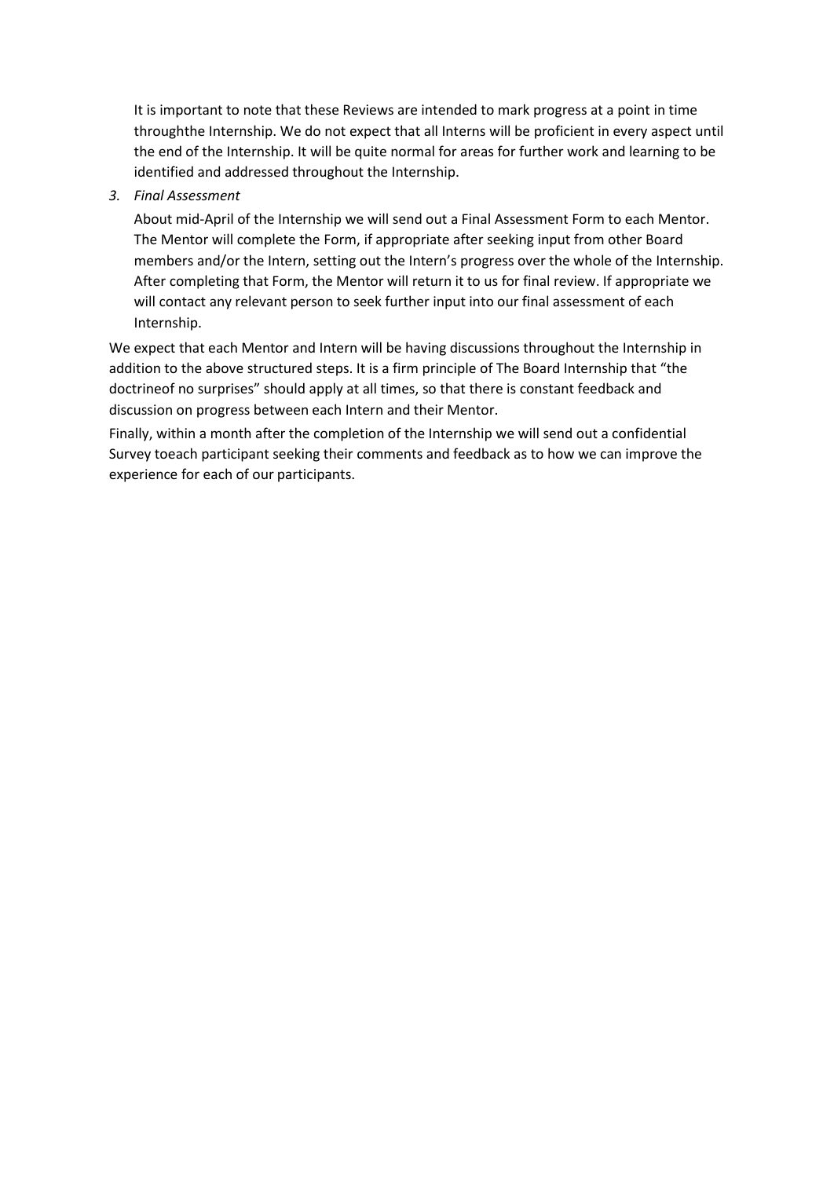It is important to note that these Reviews are intended to mark progress at a point in time throughthe Internship. We do not expect that all Interns will be proficient in every aspect until the end of the Internship. It will be quite normal for areas for further work and learning to be identified and addressed throughout the Internship.

3. *Final Assessment*

   About mid-April of the Internship we will send out a Final Assessment Form to each Mentor. The Mentor will complete the Form, if appropriate after seeking input from other Board members and/or the Intern, setting out the Intern's progress over the whole of the Internship. After completing that Form, the Mentor will return it to us for final review. If appropriate we will contact any relevant person to seek further input into our final assessment of each Internship.

We expect that each Mentor and Intern will be having discussions throughout the Internship in addition to the above structured steps. It is a firm principle of The Board Internship that "the doctrineof no surprises" should apply at all times, so that there is constant feedback and discussion on progress between each Intern and their Mentor.

Finally, within a month after the completion of the Internship we will send out a confidential Survey toeach participant seeking their comments and feedback as to how we can improve the experience for each of our participants.